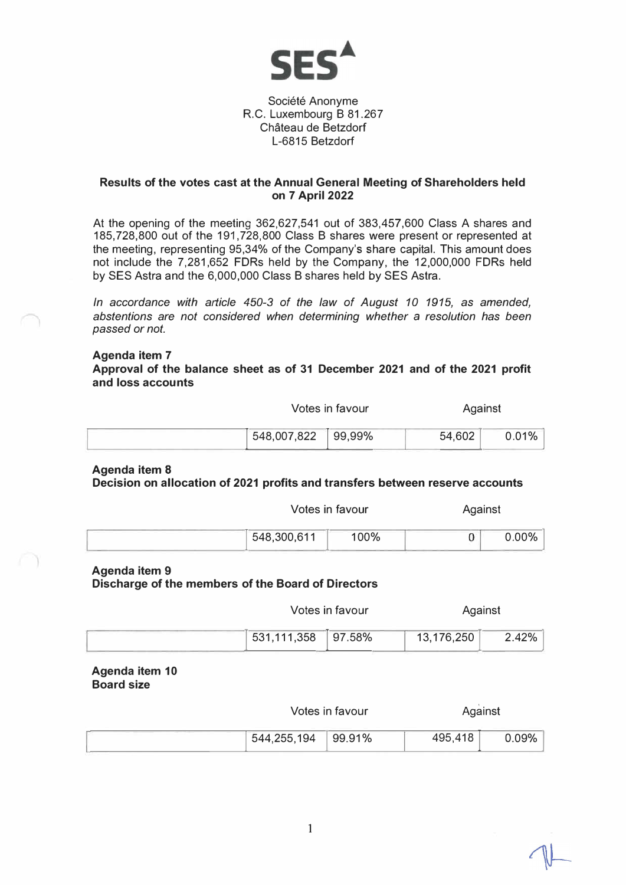SES

Société Anonyme
R.C. Luxembourg B 81.267
Château de Betzdorf
L-6815 Betzdorf

**Results of the votes cast at the Annual General Meeting of Shareholders held on 7 April 2022**

At the opening of the meeting 362,627,541 out of 383,457,600 Class A shares and 185,728,800 out of the 191,728,800 Class B shares were present or represented at the meeting, representing 95,34% of the Company's share capital. This amount does not include the 7,281,652 FDRs held by the Company, the 12,000,000 FDRs held by SES Astra and the 6,000,000 Class B shares held by SES Astra.

*In accordance with article 450-3 of the law of August 10 1915, as amended, abstentions are not considered when determining whether a resolution has been passed or not.*

**Agenda item 7**
**Approval of the balance sheet as of 31 December 2021 and of the 2021 profit and loss accounts**

| | Votes in favour | | Against | |
|---|---|---|---|---|
| | 548,007,822 | 99,99% | 54,602 | 0.01% |

**Agenda item 8**
**Decision on allocation of 2021 profits and transfers between reserve accounts**

| | Votes in favour | | Against | |
|---|---|---|---|---|
| | 548,300,611 | 100% | 0 | 0.00% |

**Agenda item 9**
**Discharge of the members of the Board of Directors**

| | Votes in favour | | Against | |
|---|---|---|---|---|
| | 531,111,358 | 97.58% | 13,176,250 | 2.42% |

**Agenda item 10**
**Board size**

| | Votes in favour | | Against | |
|---|---|---|---|---|
| | 544,255,194 | 99.91% | 495,418 | 0.09% |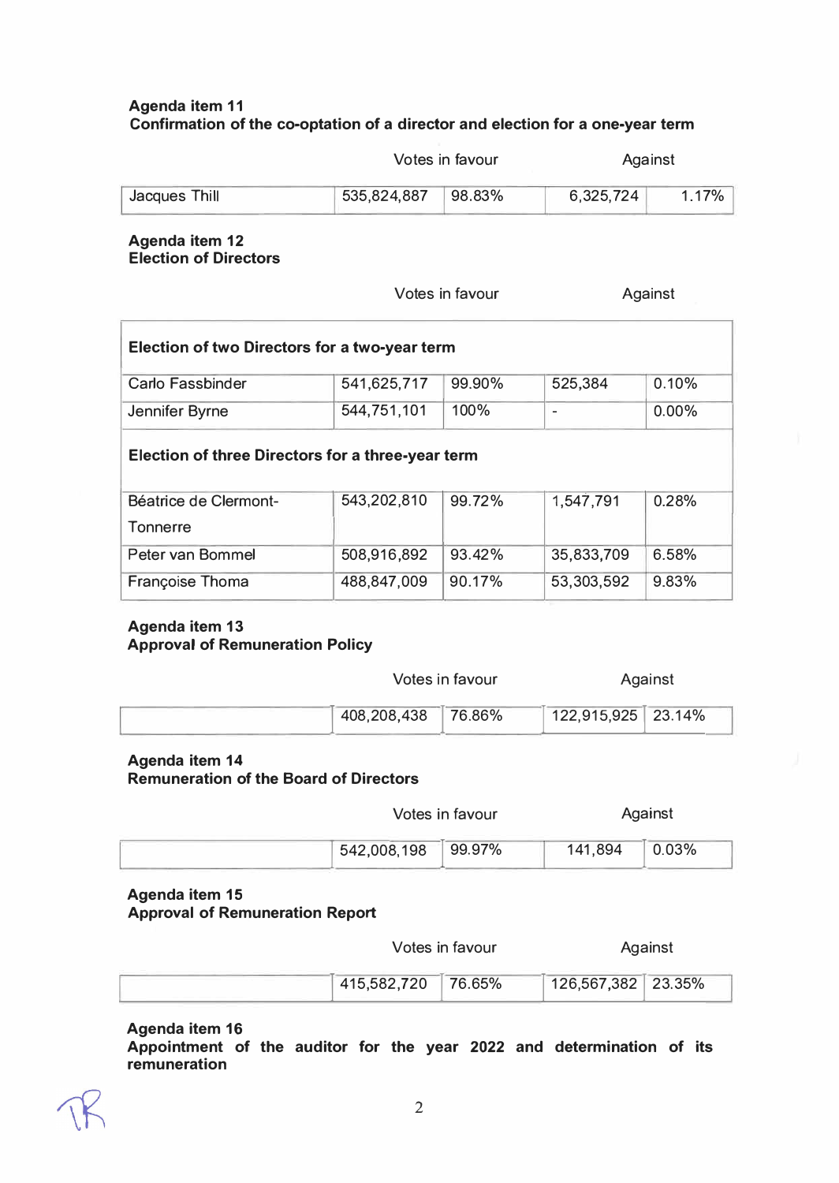**Agenda item 11**
**Confirmation of the co-optation of a director and election for a one-year term**

| | Votes in favour | | Against | |
|---|---|---|---|---|
| Jacques Thill | 535,824,887 | 98.83% | 6,325,724 | 1.17% |

**Agenda item 12**
**Election of Directors**

| | Votes in favour | | Against | |
|---|---|---|---|---|
| **Election of two Directors for a two-year term** | | | | |
| Carlo Fassbinder | 541,625,717 | 99.90% | 525,384 | 0.10% |
| Jennifer Byrne | 544,751,101 | 100% | - | 0.00% |
| **Election of three Directors for a three-year term** | | | | |
| Béatrice de Clermont-Tonnerre | 543,202,810 | 99.72% | 1,547,791 | 0.28% |
| Peter van Bommel | 508,916,892 | 93.42% | 35,833,709 | 6.58% |
| Françoise Thoma | 488,847,009 | 90.17% | 53,303,592 | 9.83% |

**Agenda item 13**
**Approval of Remuneration Policy**

| | Votes in favour | | Against | |
|---|---|---|---|---|
| | 408,208,438 | 76.86% | 122,915,925 | 23.14% |

**Agenda item 14**
**Remuneration of the Board of Directors**

| | Votes in favour | | Against | |
|---|---|---|---|---|
| | 542,008,198 | 99.97% | 141,894 | 0.03% |

**Agenda item 15**
**Approval of Remuneration Report**

| | Votes in favour | | Against | |
|---|---|---|---|---|
| | 415,582,720 | 76.65% | 126,567,382 | 23.35% |

**Agenda item 16**
**Appointment of the auditor for the year 2022 and determination of its remuneration**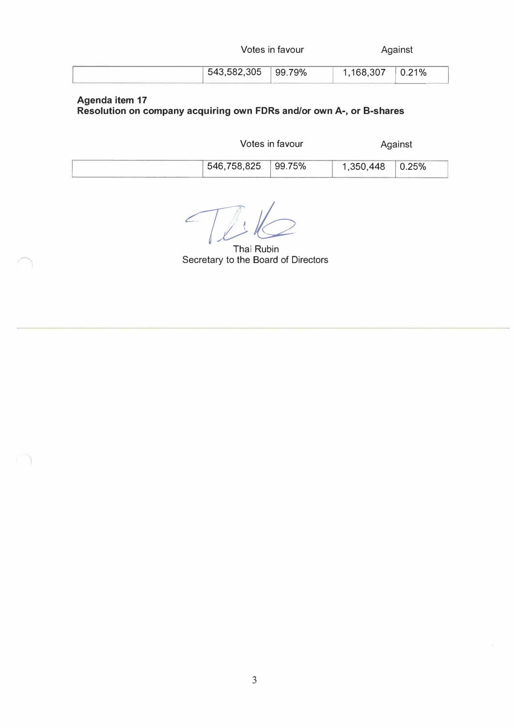| | Votes in favour | | Against | |
|---|---|---|---|---|
| | 543,582,305 | 99.79% | 1,168,307 | 0.21% |

**Agenda item 17**
**Resolution on company acquiring own FDRs and/or own A-, or B-shares**

| | Votes in favour | | Against | |
|---|---|---|---|---|
| | 546,758,825 | 99.75% | 1,350,448 | 0.25% |

Thai Rubin
Secretary to the Board of Directors